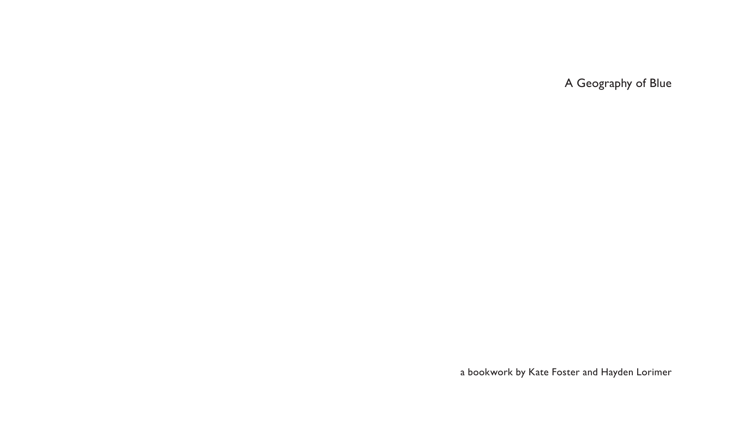# A Geography of Blue

a bookwork by Kate Foster and Hayden Lorimer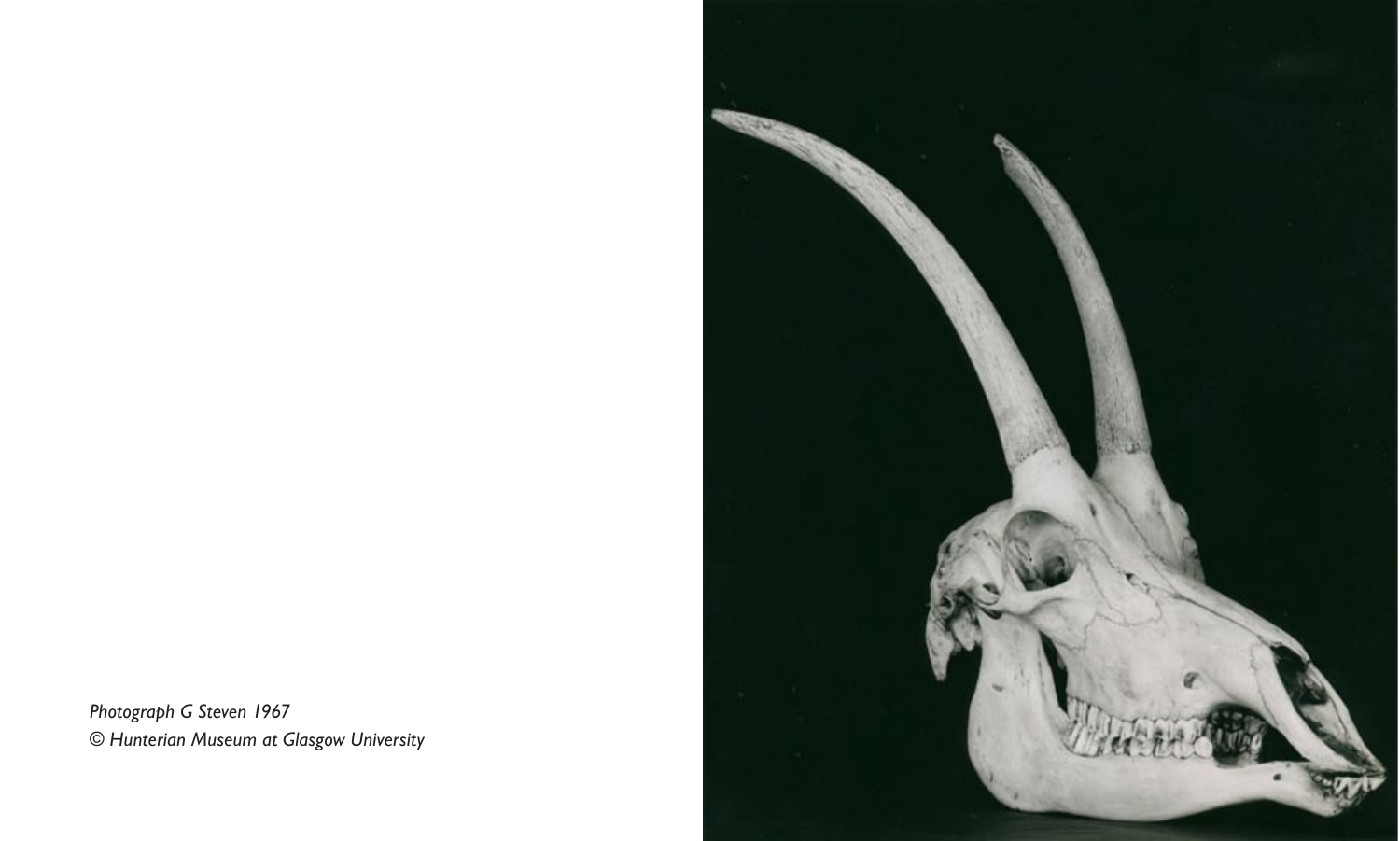*Photograph G Steven 1967*
*© Hunterian Museum at Glasgow University*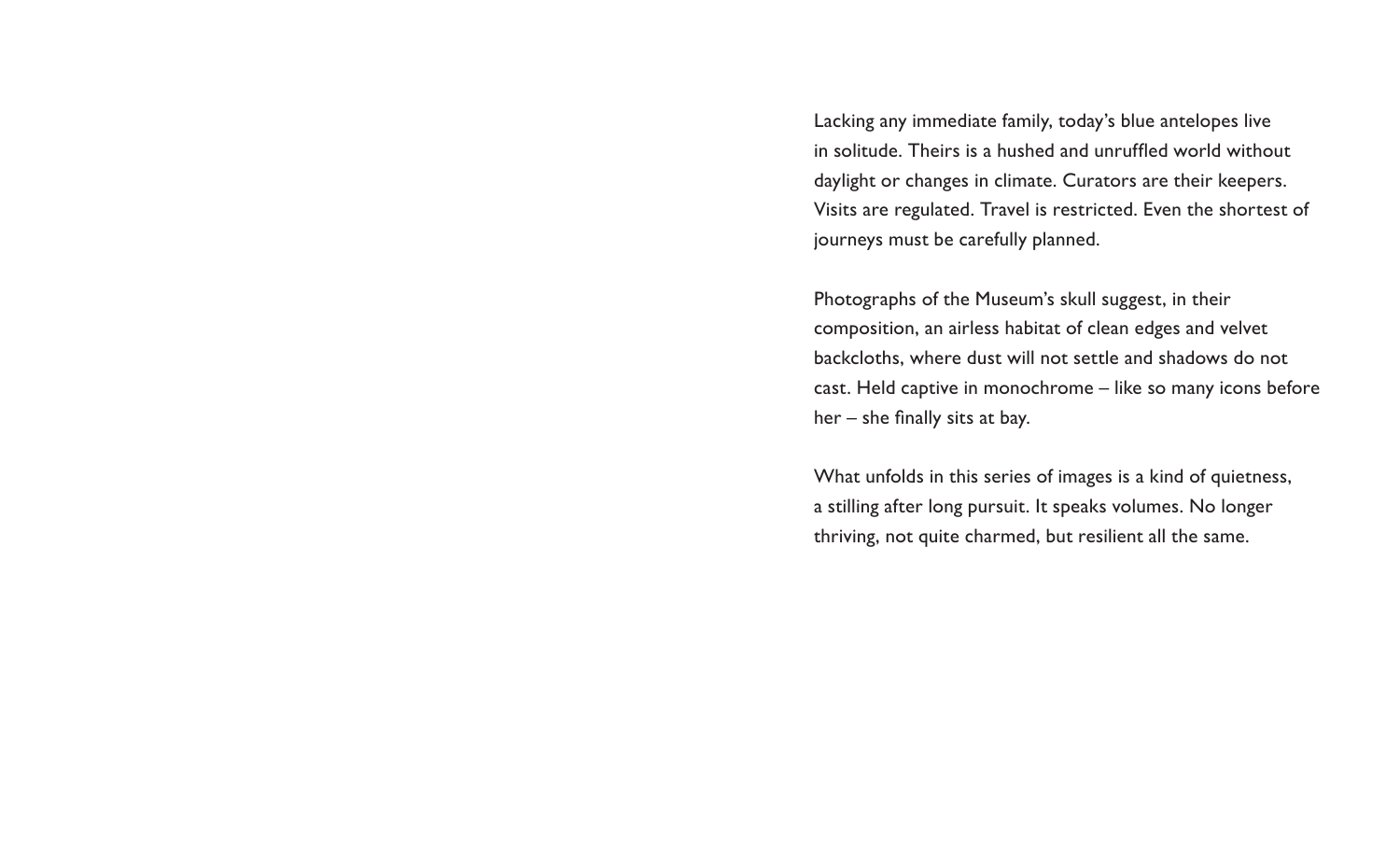Lacking any immediate family, today's blue antelopes live in solitude. Theirs is a hushed and unruffled world without daylight or changes in climate. Curators are their keepers. Visits are regulated. Travel is restricted. Even the shortest of journeys must be carefully planned.

Photographs of the Museum's skull suggest, in their composition, an airless habitat of clean edges and velvet backcloths, where dust will not settle and shadows do not cast. Held captive in monochrome – like so many icons before her – she finally sits at bay.

What unfolds in this series of images is a kind of quietness, a stilling after long pursuit. It speaks volumes. No longer thriving, not quite charmed, but resilient all the same.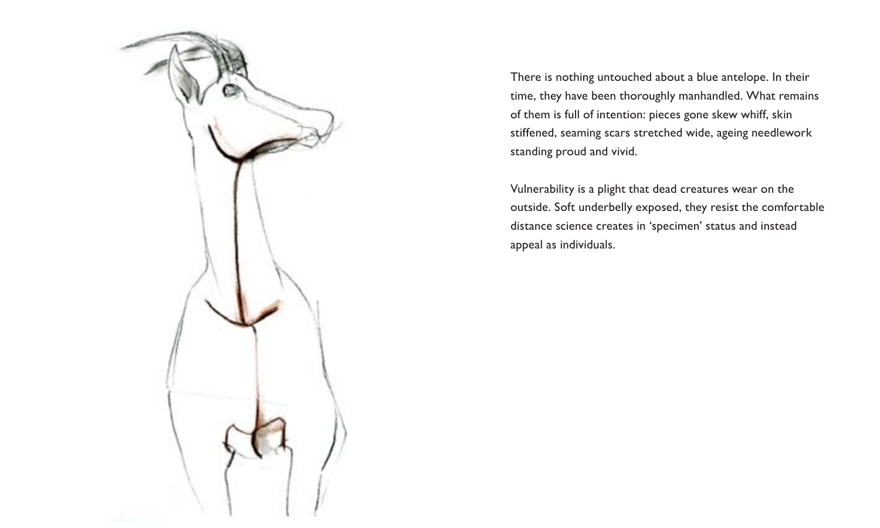There is nothing untouched about a blue antelope. In their time, they have been thoroughly manhandled. What remains of them is full of intention: pieces gone skew whiff, skin stiffened, seaming scars stretched wide, ageing needlework standing proud and vivid.

Vulnerability is a plight that dead creatures wear on the outside. Soft underbelly exposed, they resist the comfortable distance science creates in 'specimen' status and instead appeal as individuals.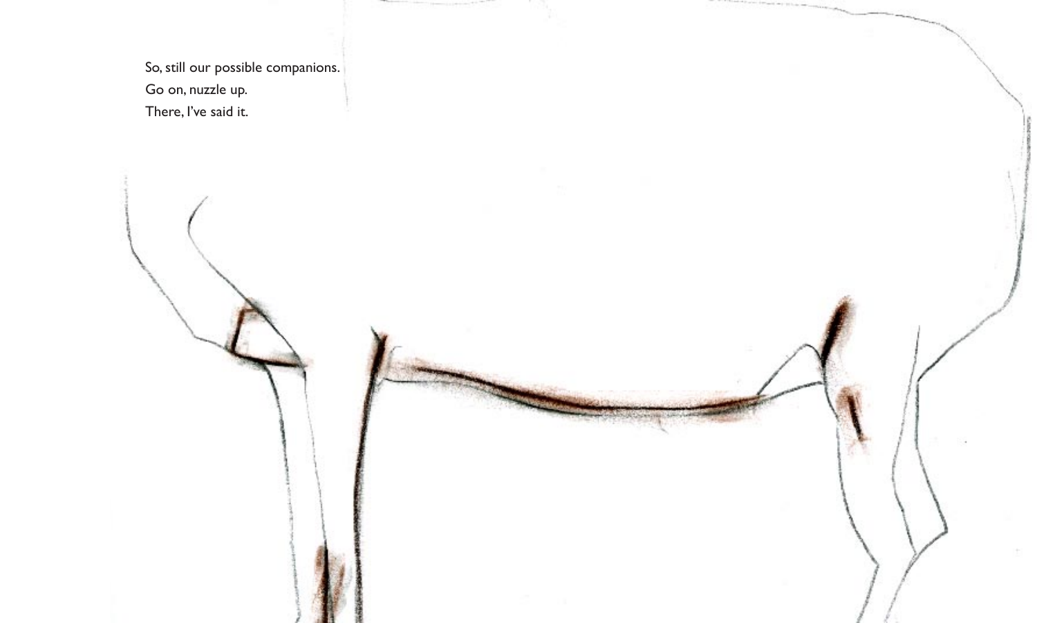So, still our possible companions.
Go on, nuzzle up.
There, I've said it.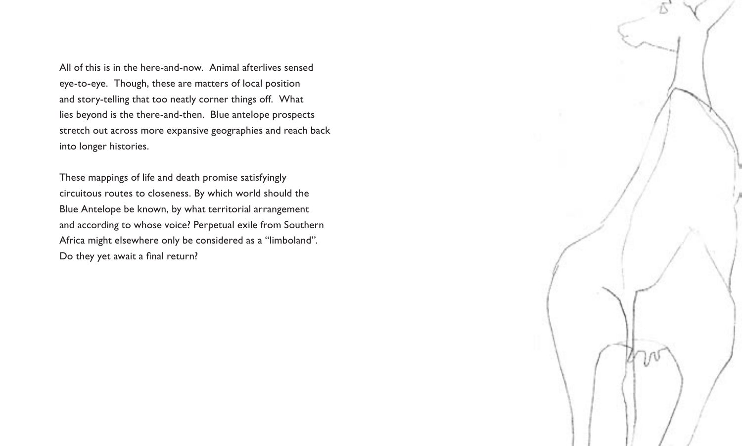All of this is in the here-and-now. Animal afterlives sensed eye-to-eye. Though, these are matters of local position and story-telling that too neatly corner things off. What lies beyond is the there-and-then. Blue antelope prospects stretch out across more expansive geographies and reach back into longer histories.

These mappings of life and death promise satisfyingly circuitous routes to closeness. By which world should the Blue Antelope be known, by what territorial arrangement and according to whose voice? Perpetual exile from Southern Africa might elsewhere only be considered as a "limboland". Do they yet await a final return?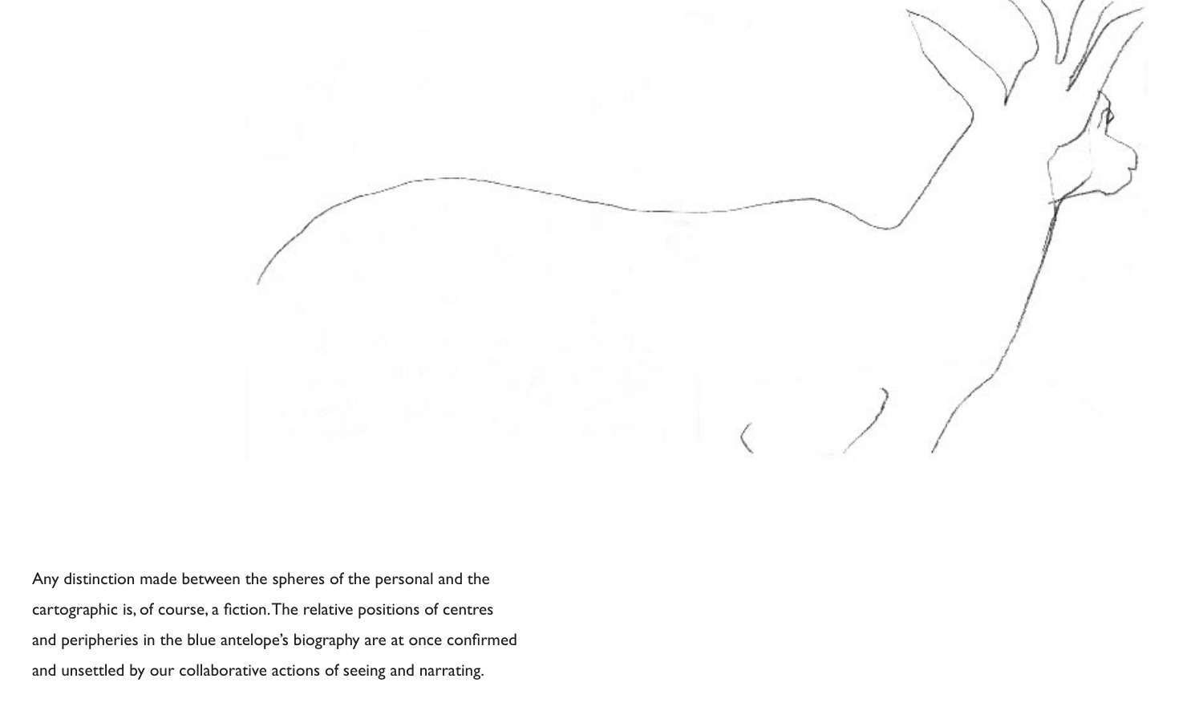Any distinction made between the spheres of the personal and the cartographic is, of course, a fiction. The relative positions of centres and peripheries in the blue antelope's biography are at once confirmed and unsettled by our collaborative actions of seeing and narrating.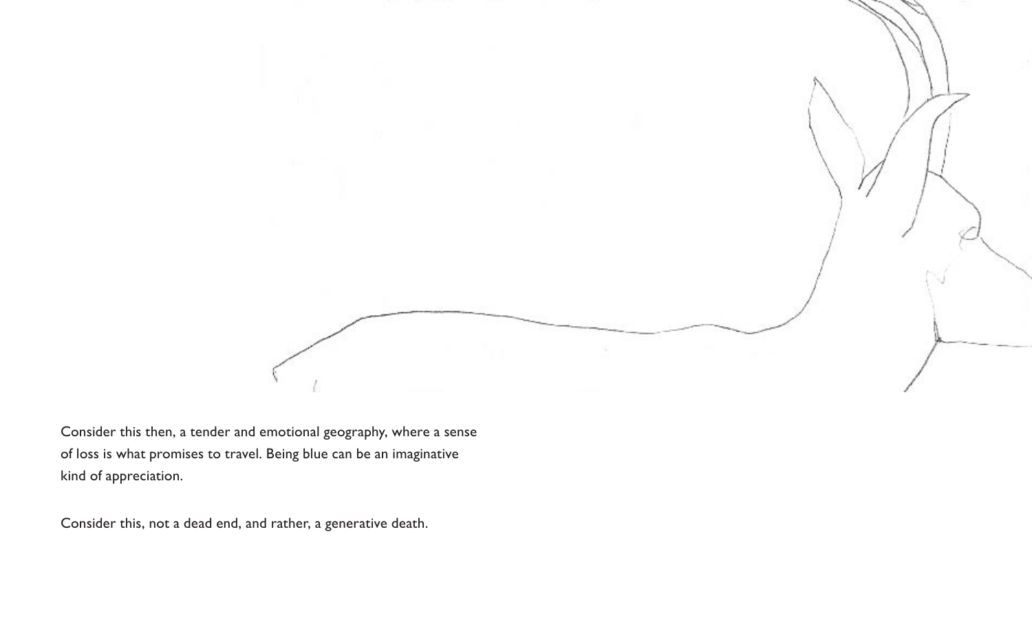Consider this then, a tender and emotional geography, where a sense of loss is what promises to travel. Being blue can be an imaginative kind of appreciation.

Consider this, not a dead end, and rather, a generative death.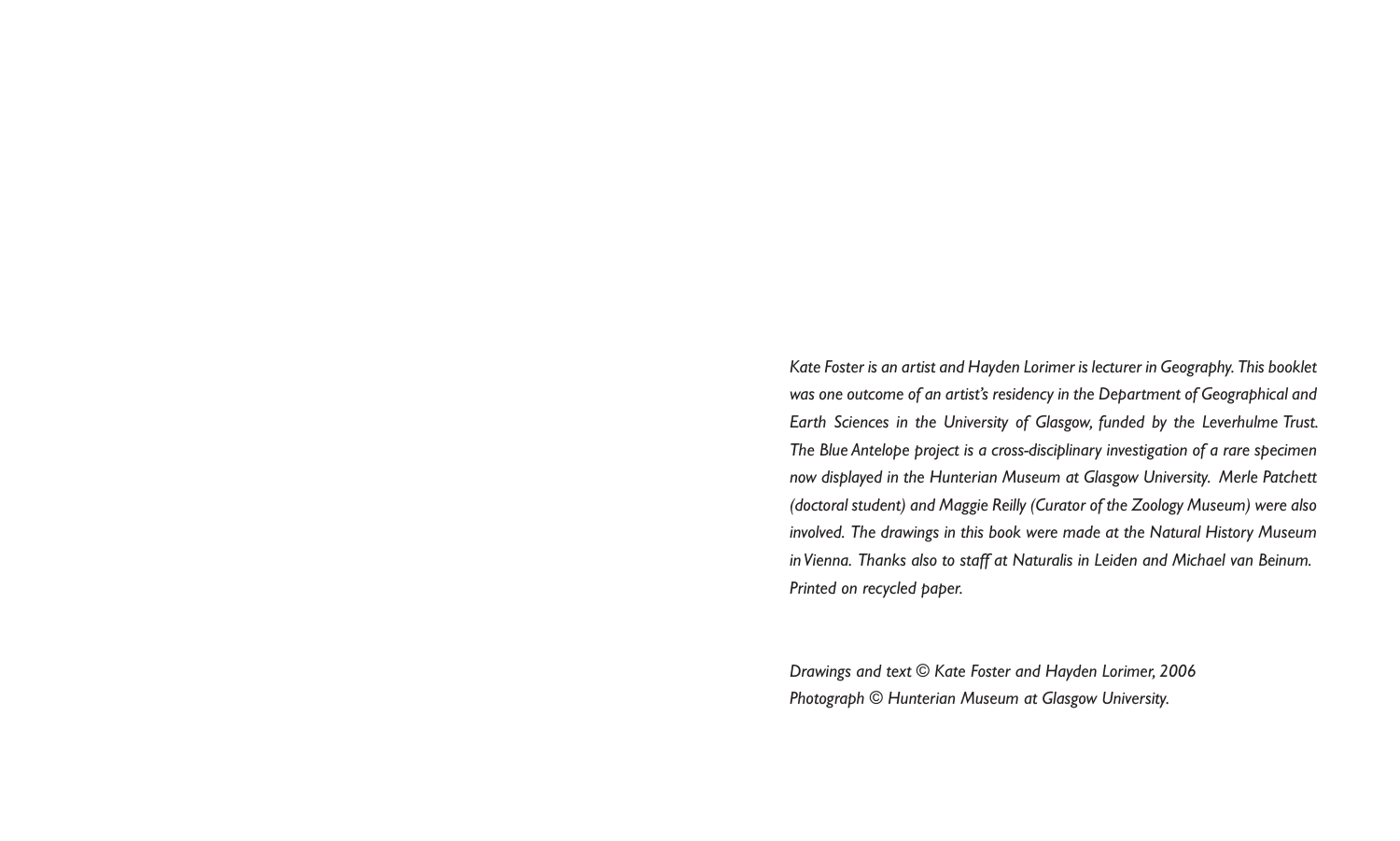*Kate Foster is an artist and Hayden Lorimer is lecturer in Geography. This booklet was one outcome of an artist's residency in the Department of Geographical and Earth Sciences in the University of Glasgow, funded by the Leverhulme Trust. The Blue Antelope project is a cross-disciplinary investigation of a rare specimen now displayed in the Hunterian Museum at Glasgow University. Merle Patchett (doctoral student) and Maggie Reilly (Curator of the Zoology Museum) were also involved. The drawings in this book were made at the Natural History Museum in Vienna. Thanks also to staff at Naturalis in Leiden and Michael van Beinum. Printed on recycled paper.*

*Drawings and text © Kate Foster and Hayden Lorimer, 2006*
*Photograph © Hunterian Museum at Glasgow University.*